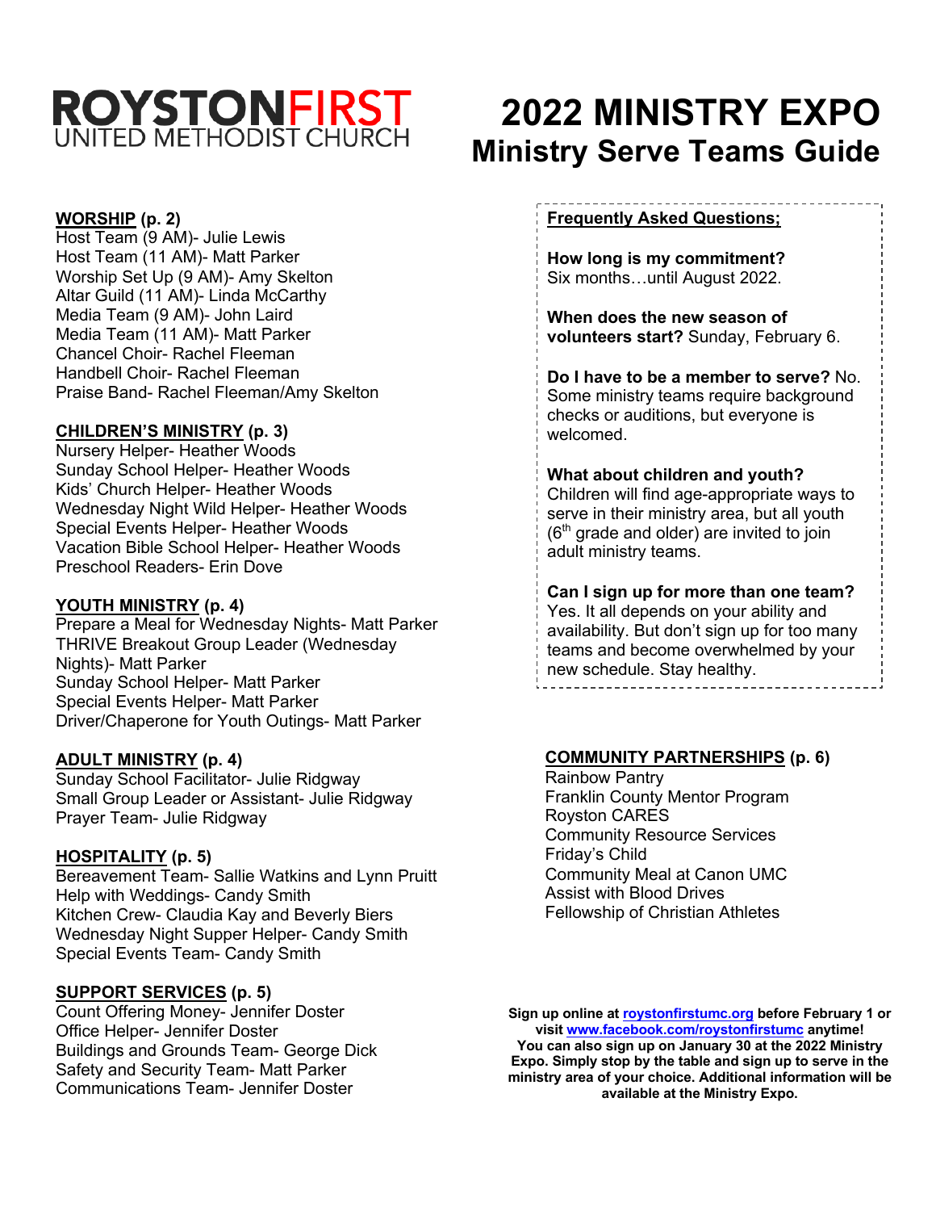**ROYSTONFIRST**
UNITED METHODIST CHURCH

# 2022 MINISTRY EXPO
## Ministry Serve Teams Guide

**WORSHIP (p. 2)**
Host Team (9 AM)- Julie Lewis
Host Team (11 AM)- Matt Parker
Worship Set Up (9 AM)- Amy Skelton
Altar Guild (11 AM)- Linda McCarthy
Media Team (9 AM)- John Laird
Media Team (11 AM)- Matt Parker
Chancel Choir- Rachel Fleeman
Handbell Choir- Rachel Fleeman
Praise Band- Rachel Fleeman/Amy Skelton

**CHILDREN'S MINISTRY (p. 3)**
Nursery Helper- Heather Woods
Sunday School Helper- Heather Woods
Kids' Church Helper- Heather Woods
Wednesday Night Wild Helper- Heather Woods
Special Events Helper- Heather Woods
Vacation Bible School Helper- Heather Woods
Preschool Readers- Erin Dove

**YOUTH MINISTRY (p. 4)**
Prepare a Meal for Wednesday Nights- Matt Parker
THRIVE Breakout Group Leader (Wednesday Nights)- Matt Parker
Sunday School Helper- Matt Parker
Special Events Helper- Matt Parker
Driver/Chaperone for Youth Outings- Matt Parker

**ADULT MINISTRY (p. 4)**
Sunday School Facilitator- Julie Ridgway
Small Group Leader or Assistant- Julie Ridgway
Prayer Team- Julie Ridgway

**HOSPITALITY (p. 5)**
Bereavement Team- Sallie Watkins and Lynn Pruitt
Help with Weddings- Candy Smith
Kitchen Crew- Claudia Kay and Beverly Biers
Wednesday Night Supper Helper- Candy Smith
Special Events Team- Candy Smith

**SUPPORT SERVICES (p. 5)**
Count Offering Money- Jennifer Doster
Office Helper- Jennifer Doster
Buildings and Grounds Team- George Dick
Safety and Security Team- Matt Parker
Communications Team- Jennifer Doster

**Frequently Asked Questions;**

**How long is my commitment?**
Six months…until August 2022.

**When does the new season of volunteers start?** Sunday, February 6.

**Do I have to be a member to serve?** No. Some ministry teams require background checks or auditions, but everyone is welcomed.

**What about children and youth?**
Children will find age-appropriate ways to serve in their ministry area, but all youth (6th grade and older) are invited to join adult ministry teams.

**Can I sign up for more than one team?**
Yes. It all depends on your ability and availability. But don't sign up for too many teams and become overwhelmed by your new schedule. Stay healthy.

**COMMUNITY PARTNERSHIPS (p. 6)**
Rainbow Pantry
Franklin County Mentor Program
Royston CARES
Community Resource Services
Friday's Child
Community Meal at Canon UMC
Assist with Blood Drives
Fellowship of Christian Athletes

**Sign up online at roystonfirstumc.org before February 1 or visit www.facebook.com/roystonfirstumc anytime! You can also sign up on January 30 at the 2022 Ministry Expo. Simply stop by the table and sign up to serve in the ministry area of your choice. Additional information will be available at the Ministry Expo.**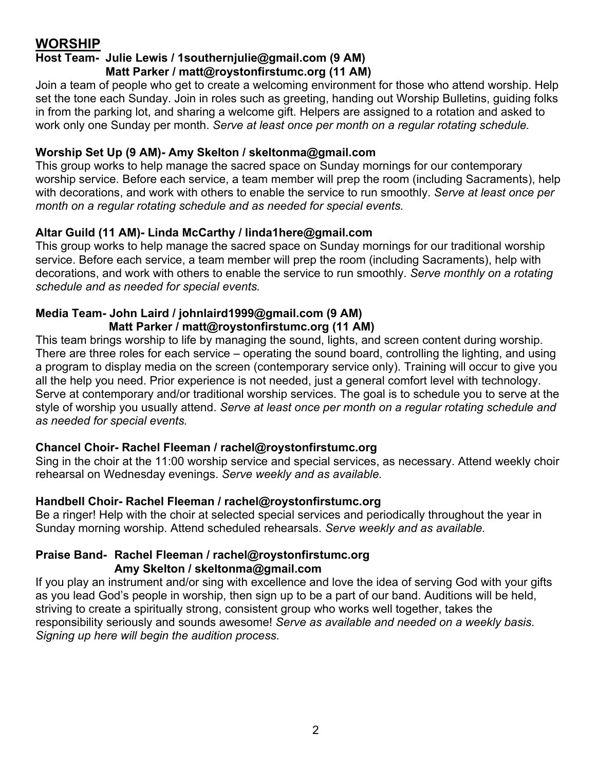## WORSHIP

**Host Team- Julie Lewis / 1southernjulie@gmail.com (9 AM)**
**Matt Parker / matt@roystonfirstumc.org (11 AM)**

Join a team of people who get to create a welcoming environment for those who attend worship. Help set the tone each Sunday. Join in roles such as greeting, handing out Worship Bulletins, guiding folks in from the parking lot, and sharing a welcome gift. Helpers are assigned to a rotation and asked to work only one Sunday per month. *Serve at least once per month on a regular rotating schedule.*

**Worship Set Up (9 AM)- Amy Skelton / skeltonma@gmail.com**

This group works to help manage the sacred space on Sunday mornings for our contemporary worship service. Before each service, a team member will prep the room (including Sacraments), help with decorations, and work with others to enable the service to run smoothly. *Serve at least once per month on a regular rotating schedule and as needed for special events.*

**Altar Guild (11 AM)- Linda McCarthy / linda1here@gmail.com**

This group works to help manage the sacred space on Sunday mornings for our traditional worship service. Before each service, a team member will prep the room (including Sacraments), help with decorations, and work with others to enable the service to run smoothly. *Serve monthly on a rotating schedule and as needed for special events.*

**Media Team- John Laird / johnlaird1999@gmail.com (9 AM)**
**Matt Parker / matt@roystonfirstumc.org (11 AM)**

This team brings worship to life by managing the sound, lights, and screen content during worship. There are three roles for each service – operating the sound board, controlling the lighting, and using a program to display media on the screen (contemporary service only). Training will occur to give you all the help you need. Prior experience is not needed, just a general comfort level with technology. Serve at contemporary and/or traditional worship services. The goal is to schedule you to serve at the style of worship you usually attend. *Serve at least once per month on a regular rotating schedule and as needed for special events.*

**Chancel Choir- Rachel Fleeman / rachel@roystonfirstumc.org**

Sing in the choir at the 11:00 worship service and special services, as necessary. Attend weekly choir rehearsal on Wednesday evenings. *Serve weekly and as available.*

**Handbell Choir- Rachel Fleeman / rachel@roystonfirstumc.org**

Be a ringer! Help with the choir at selected special services and periodically throughout the year in Sunday morning worship. Attend scheduled rehearsals. *Serve weekly and as available.*

**Praise Band- Rachel Fleeman / rachel@roystonfirstumc.org**
**Amy Skelton / skeltonma@gmail.com**

If you play an instrument and/or sing with excellence and love the idea of serving God with your gifts as you lead God's people in worship, then sign up to be a part of our band. Auditions will be held, striving to create a spiritually strong, consistent group who works well together, takes the responsibility seriously and sounds awesome! *Serve as available and needed on a weekly basis. Signing up here will begin the audition process.*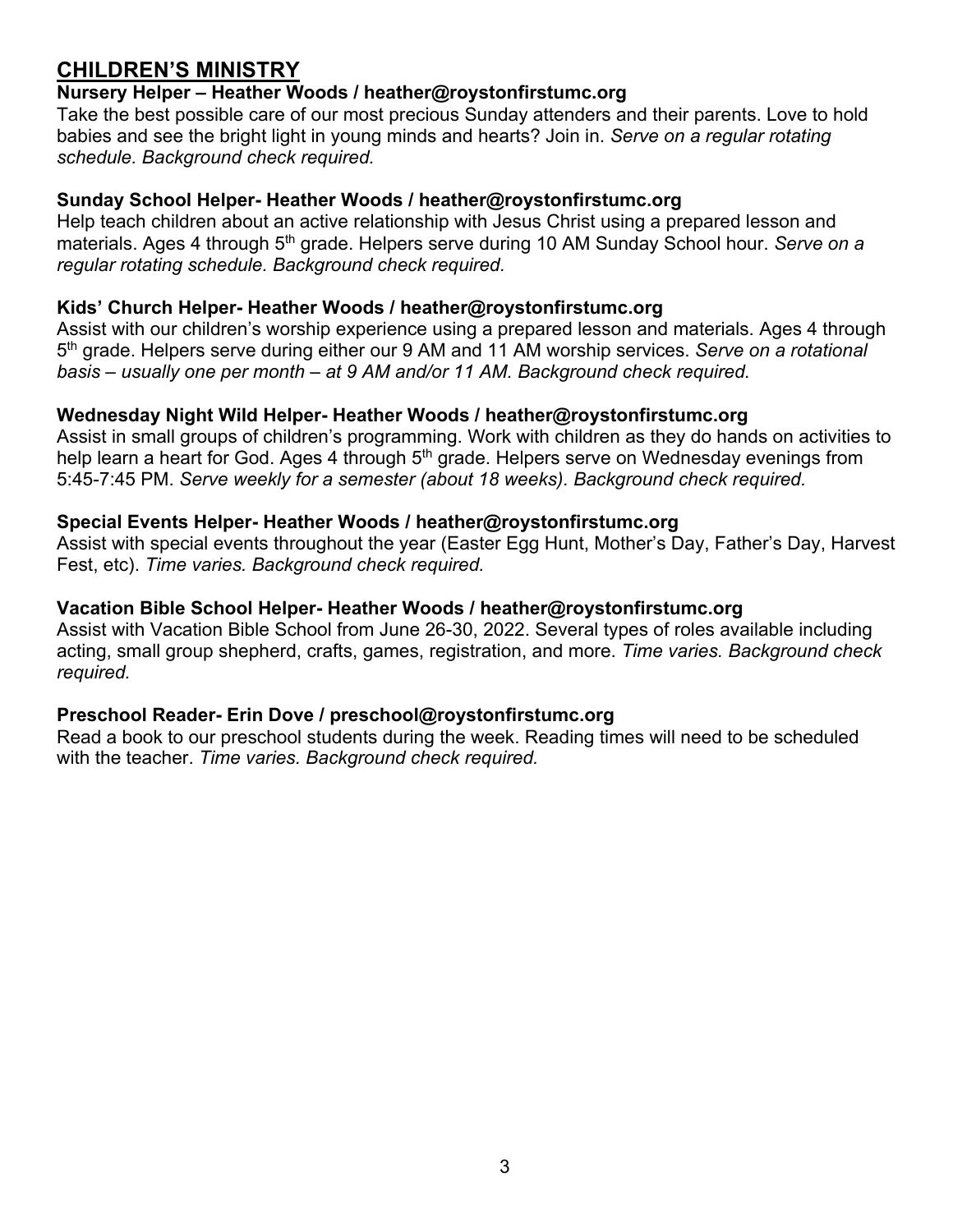## CHILDREN'S MINISTRY

**Nursery Helper – Heather Woods / heather@roystonfirstumc.org**
Take the best possible care of our most precious Sunday attenders and their parents. Love to hold babies and see the bright light in young minds and hearts? Join in. *Serve on a regular rotating schedule. Background check required.*

**Sunday School Helper- Heather Woods / heather@roystonfirstumc.org**
Help teach children about an active relationship with Jesus Christ using a prepared lesson and materials. Ages 4 through 5th grade. Helpers serve during 10 AM Sunday School hour. *Serve on a regular rotating schedule. Background check required.*

**Kids' Church Helper- Heather Woods / heather@roystonfirstumc.org**
Assist with our children's worship experience using a prepared lesson and materials. Ages 4 through 5th grade. Helpers serve during either our 9 AM and 11 AM worship services. *Serve on a rotational basis – usually one per month – at 9 AM and/or 11 AM. Background check required.*

**Wednesday Night Wild Helper- Heather Woods / heather@roystonfirstumc.org**
Assist in small groups of children's programming. Work with children as they do hands on activities to help learn a heart for God. Ages 4 through 5th grade. Helpers serve on Wednesday evenings from 5:45-7:45 PM. *Serve weekly for a semester (about 18 weeks). Background check required.*

**Special Events Helper- Heather Woods / heather@roystonfirstumc.org**
Assist with special events throughout the year (Easter Egg Hunt, Mother's Day, Father's Day, Harvest Fest, etc). *Time varies. Background check required.*

**Vacation Bible School Helper- Heather Woods / heather@roystonfirstumc.org**
Assist with Vacation Bible School from June 26-30, 2022. Several types of roles available including acting, small group shepherd, crafts, games, registration, and more. *Time varies. Background check required.*

**Preschool Reader- Erin Dove / preschool@roystonfirstumc.org**
Read a book to our preschool students during the week. Reading times will need to be scheduled with the teacher. *Time varies. Background check required.*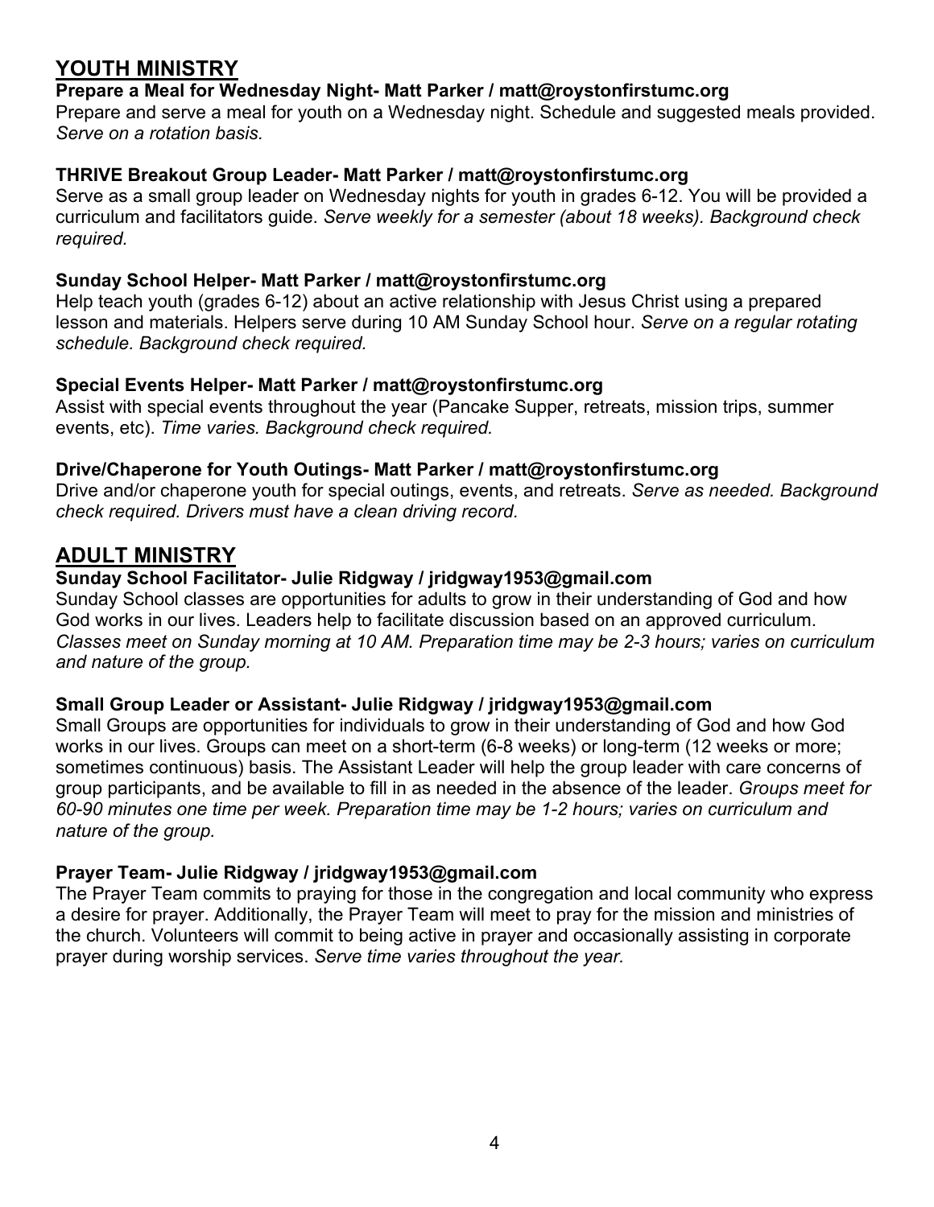## YOUTH MINISTRY

**Prepare a Meal for Wednesday Night- Matt Parker / matt@roystonfirstumc.org**
Prepare and serve a meal for youth on a Wednesday night. Schedule and suggested meals provided. *Serve on a rotation basis.*

**THRIVE Breakout Group Leader- Matt Parker / matt@roystonfirstumc.org**
Serve as a small group leader on Wednesday nights for youth in grades 6-12. You will be provided a curriculum and facilitators guide. *Serve weekly for a semester (about 18 weeks). Background check required.*

**Sunday School Helper- Matt Parker / matt@roystonfirstumc.org**
Help teach youth (grades 6-12) about an active relationship with Jesus Christ using a prepared lesson and materials. Helpers serve during 10 AM Sunday School hour. *Serve on a regular rotating schedule. Background check required.*

**Special Events Helper- Matt Parker / matt@roystonfirstumc.org**
Assist with special events throughout the year (Pancake Supper, retreats, mission trips, summer events, etc). *Time varies. Background check required.*

**Drive/Chaperone for Youth Outings- Matt Parker / matt@roystonfirstumc.org**
Drive and/or chaperone youth for special outings, events, and retreats. *Serve as needed. Background check required. Drivers must have a clean driving record.*

## ADULT MINISTRY

**Sunday School Facilitator- Julie Ridgway / jridgway1953@gmail.com**
Sunday School classes are opportunities for adults to grow in their understanding of God and how God works in our lives. Leaders help to facilitate discussion based on an approved curriculum. *Classes meet on Sunday morning at 10 AM. Preparation time may be 2-3 hours; varies on curriculum and nature of the group.*

**Small Group Leader or Assistant- Julie Ridgway / jridgway1953@gmail.com**
Small Groups are opportunities for individuals to grow in their understanding of God and how God works in our lives. Groups can meet on a short-term (6-8 weeks) or long-term (12 weeks or more; sometimes continuous) basis. The Assistant Leader will help the group leader with care concerns of group participants, and be available to fill in as needed in the absence of the leader. *Groups meet for 60-90 minutes one time per week. Preparation time may be 1-2 hours; varies on curriculum and nature of the group.*

**Prayer Team- Julie Ridgway / jridgway1953@gmail.com**
The Prayer Team commits to praying for those in the congregation and local community who express a desire for prayer. Additionally, the Prayer Team will meet to pray for the mission and ministries of the church. Volunteers will commit to being active in prayer and occasionally assisting in corporate prayer during worship services. *Serve time varies throughout the year.*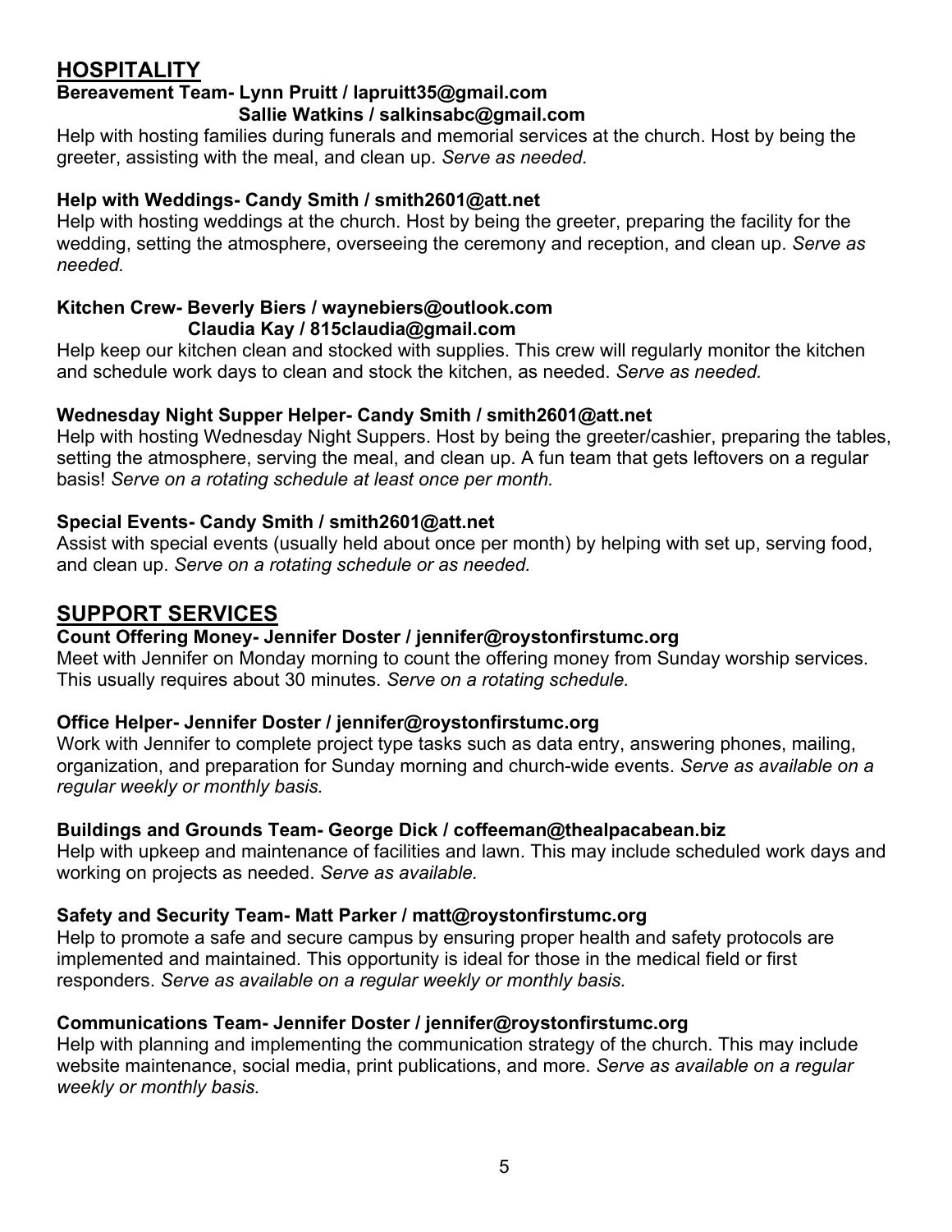## HOSPITALITY

**Bereavement Team- Lynn Pruitt / lapruitt35@gmail.com**
**Sallie Watkins / salkinsabc@gmail.com**

Help with hosting families during funerals and memorial services at the church. Host by being the greeter, assisting with the meal, and clean up. *Serve as needed.*

**Help with Weddings- Candy Smith / smith2601@att.net**

Help with hosting weddings at the church. Host by being the greeter, preparing the facility for the wedding, setting the atmosphere, overseeing the ceremony and reception, and clean up. *Serve as needed.*

**Kitchen Crew- Beverly Biers / waynebiers@outlook.com**
**Claudia Kay / 815claudia@gmail.com**

Help keep our kitchen clean and stocked with supplies. This crew will regularly monitor the kitchen and schedule work days to clean and stock the kitchen, as needed. *Serve as needed.*

**Wednesday Night Supper Helper- Candy Smith / smith2601@att.net**

Help with hosting Wednesday Night Suppers. Host by being the greeter/cashier, preparing the tables, setting the atmosphere, serving the meal, and clean up. A fun team that gets leftovers on a regular basis! *Serve on a rotating schedule at least once per month.*

**Special Events- Candy Smith / smith2601@att.net**

Assist with special events (usually held about once per month) by helping with set up, serving food, and clean up. *Serve on a rotating schedule or as needed.*

## SUPPORT SERVICES

**Count Offering Money- Jennifer Doster / jennifer@roystonfirstumc.org**

Meet with Jennifer on Monday morning to count the offering money from Sunday worship services. This usually requires about 30 minutes. *Serve on a rotating schedule.*

**Office Helper- Jennifer Doster / jennifer@roystonfirstumc.org**

Work with Jennifer to complete project type tasks such as data entry, answering phones, mailing, organization, and preparation for Sunday morning and church-wide events. *Serve as available on a regular weekly or monthly basis.*

**Buildings and Grounds Team- George Dick / coffeeman@thealpacabean.biz**

Help with upkeep and maintenance of facilities and lawn. This may include scheduled work days and working on projects as needed. *Serve as available.*

**Safety and Security Team- Matt Parker / matt@roystonfirstumc.org**

Help to promote a safe and secure campus by ensuring proper health and safety protocols are implemented and maintained. This opportunity is ideal for those in the medical field or first responders. *Serve as available on a regular weekly or monthly basis.*

**Communications Team- Jennifer Doster / jennifer@roystonfirstumc.org**

Help with planning and implementing the communication strategy of the church. This may include website maintenance, social media, print publications, and more. *Serve as available on a regular weekly or monthly basis.*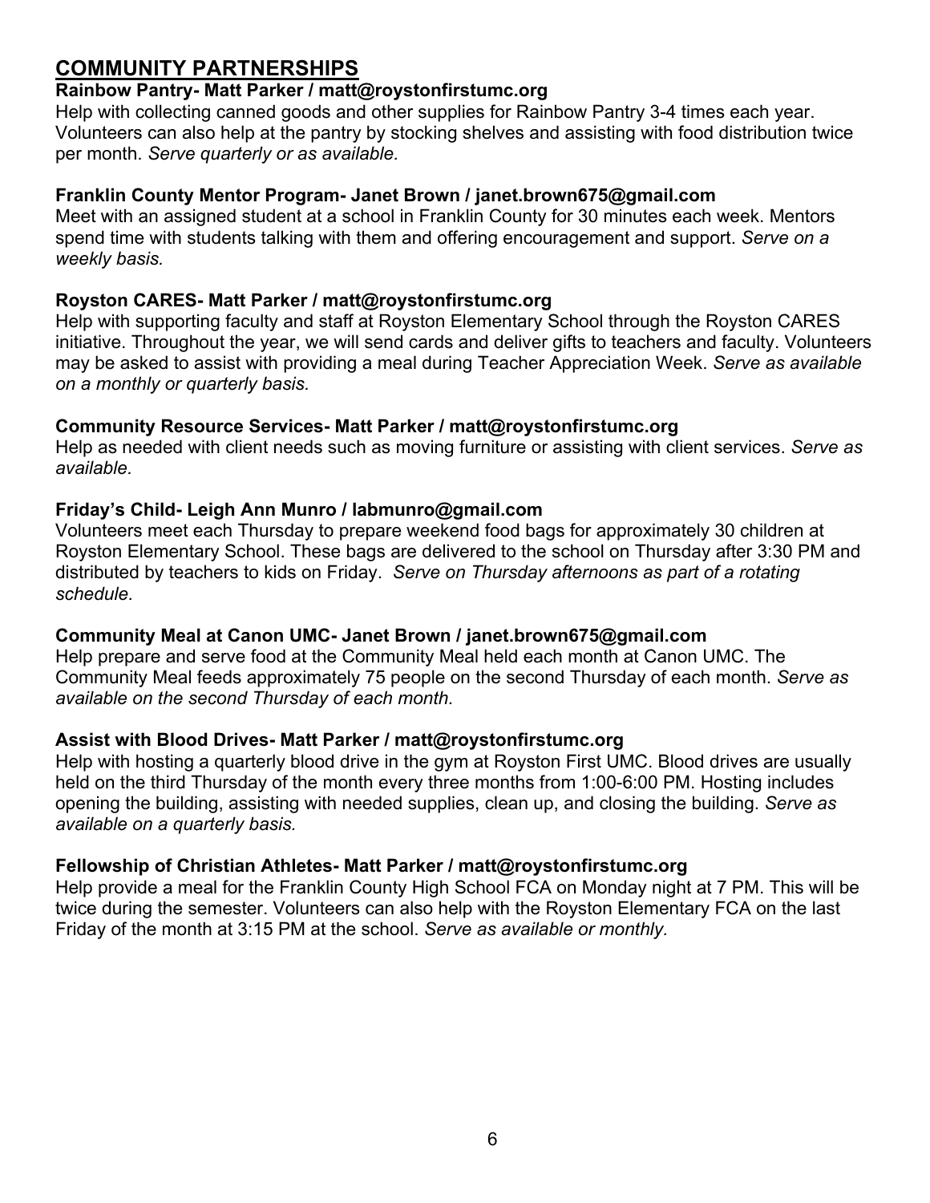## COMMUNITY PARTNERSHIPS

**Rainbow Pantry- Matt Parker / matt@roystonfirstumc.org**

Help with collecting canned goods and other supplies for Rainbow Pantry 3-4 times each year. Volunteers can also help at the pantry by stocking shelves and assisting with food distribution twice per month. *Serve quarterly or as available.*

**Franklin County Mentor Program- Janet Brown / janet.brown675@gmail.com**

Meet with an assigned student at a school in Franklin County for 30 minutes each week. Mentors spend time with students talking with them and offering encouragement and support. *Serve on a weekly basis.*

**Royston CARES- Matt Parker / matt@roystonfirstumc.org**

Help with supporting faculty and staff at Royston Elementary School through the Royston CARES initiative. Throughout the year, we will send cards and deliver gifts to teachers and faculty. Volunteers may be asked to assist with providing a meal during Teacher Appreciation Week. *Serve as available on a monthly or quarterly basis.*

**Community Resource Services- Matt Parker / matt@roystonfirstumc.org**

Help as needed with client needs such as moving furniture or assisting with client services. *Serve as available.*

**Friday's Child- Leigh Ann Munro / labmunro@gmail.com**

Volunteers meet each Thursday to prepare weekend food bags for approximately 30 children at Royston Elementary School. These bags are delivered to the school on Thursday after 3:30 PM and distributed by teachers to kids on Friday. *Serve on Thursday afternoons as part of a rotating schedule.*

**Community Meal at Canon UMC- Janet Brown / janet.brown675@gmail.com**

Help prepare and serve food at the Community Meal held each month at Canon UMC. The Community Meal feeds approximately 75 people on the second Thursday of each month. *Serve as available on the second Thursday of each month.*

**Assist with Blood Drives- Matt Parker / matt@roystonfirstumc.org**

Help with hosting a quarterly blood drive in the gym at Royston First UMC. Blood drives are usually held on the third Thursday of the month every three months from 1:00-6:00 PM. Hosting includes opening the building, assisting with needed supplies, clean up, and closing the building. *Serve as available on a quarterly basis.*

**Fellowship of Christian Athletes- Matt Parker / matt@roystonfirstumc.org**

Help provide a meal for the Franklin County High School FCA on Monday night at 7 PM. This will be twice during the semester. Volunteers can also help with the Royston Elementary FCA on the last Friday of the month at 3:15 PM at the school. *Serve as available or monthly.*